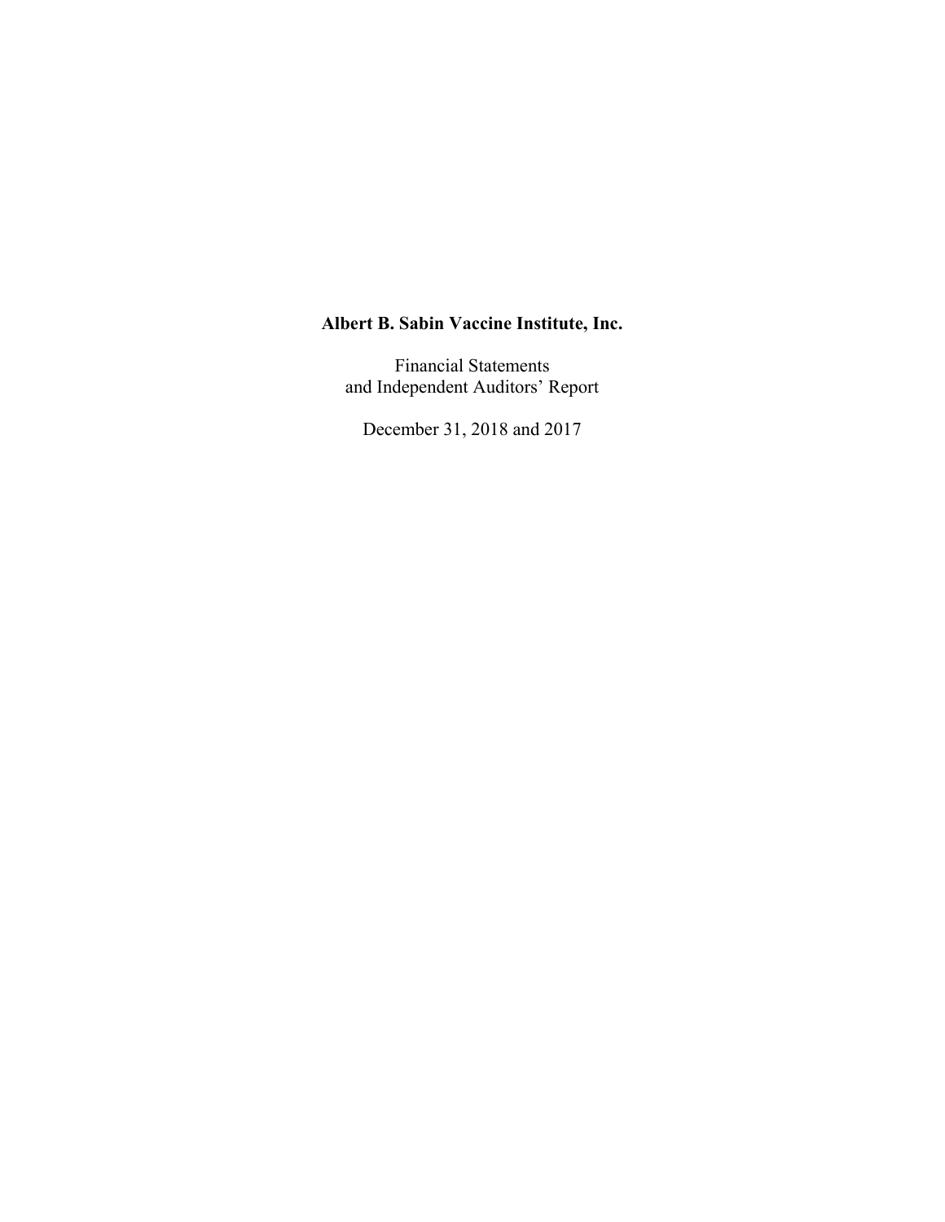**Albert B. Sabin Vaccine Institute, Inc.**

Financial Statements
and Independent Auditors' Report

December 31, 2018 and 2017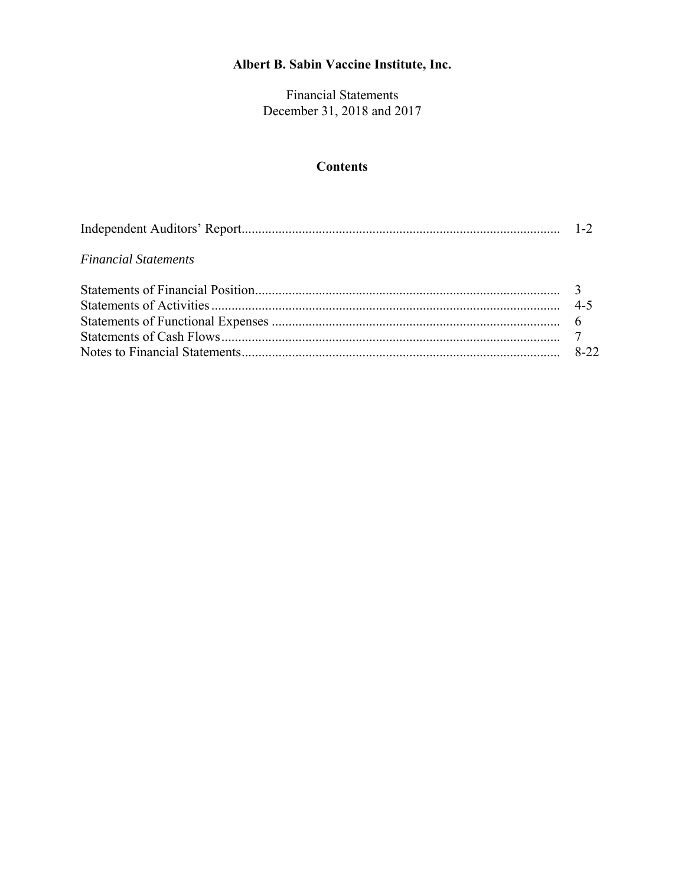# Albert B. Sabin Vaccine Institute, Inc.

Financial Statements
December 31, 2018 and 2017

## Contents

| | |
|---|---|
| Independent Auditors' Report | 1-2 |
| *Financial Statements* | |
| Statements of Financial Position | 3 |
| Statements of Activities | 4-5 |
| Statements of Functional Expenses | 6 |
| Statements of Cash Flows | 7 |
| Notes to Financial Statements | 8-22 |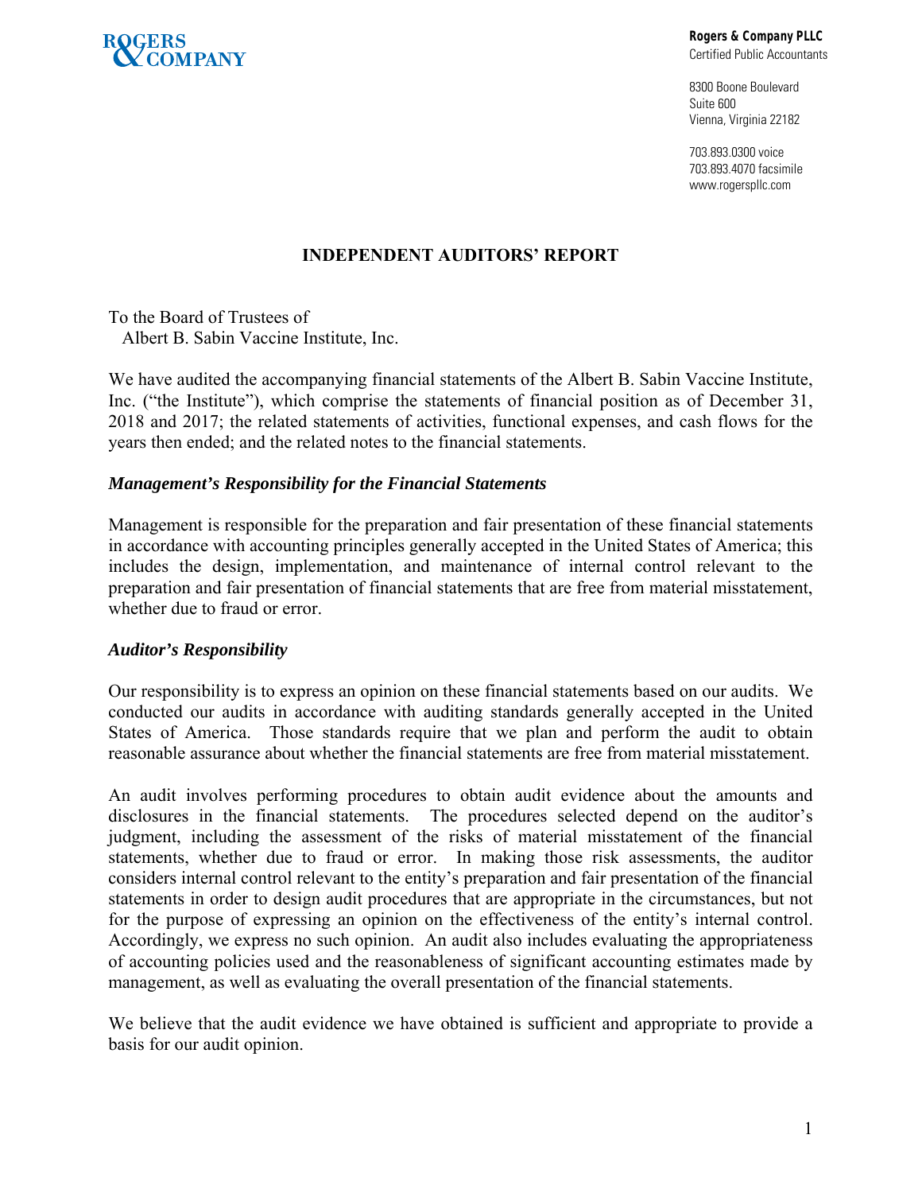Rogers & Company PLLC
Certified Public Accountants

8300 Boone Boulevard
Suite 600
Vienna, Virginia 22182

703.893.0300 voice
703.893.4070 facsimile
www.rogerspllc.com

## INDEPENDENT AUDITORS' REPORT

To the Board of Trustees of
Albert B. Sabin Vaccine Institute, Inc.

We have audited the accompanying financial statements of the Albert B. Sabin Vaccine Institute, Inc. ("the Institute"), which comprise the statements of financial position as of December 31, 2018 and 2017; the related statements of activities, functional expenses, and cash flows for the years then ended; and the related notes to the financial statements.

### *Management's Responsibility for the Financial Statements*

Management is responsible for the preparation and fair presentation of these financial statements in accordance with accounting principles generally accepted in the United States of America; this includes the design, implementation, and maintenance of internal control relevant to the preparation and fair presentation of financial statements that are free from material misstatement, whether due to fraud or error.

### *Auditor's Responsibility*

Our responsibility is to express an opinion on these financial statements based on our audits. We conducted our audits in accordance with auditing standards generally accepted in the United States of America. Those standards require that we plan and perform the audit to obtain reasonable assurance about whether the financial statements are free from material misstatement.

An audit involves performing procedures to obtain audit evidence about the amounts and disclosures in the financial statements. The procedures selected depend on the auditor's judgment, including the assessment of the risks of material misstatement of the financial statements, whether due to fraud or error. In making those risk assessments, the auditor considers internal control relevant to the entity's preparation and fair presentation of the financial statements in order to design audit procedures that are appropriate in the circumstances, but not for the purpose of expressing an opinion on the effectiveness of the entity's internal control. Accordingly, we express no such opinion. An audit also includes evaluating the appropriateness of accounting policies used and the reasonableness of significant accounting estimates made by management, as well as evaluating the overall presentation of the financial statements.

We believe that the audit evidence we have obtained is sufficient and appropriate to provide a basis for our audit opinion.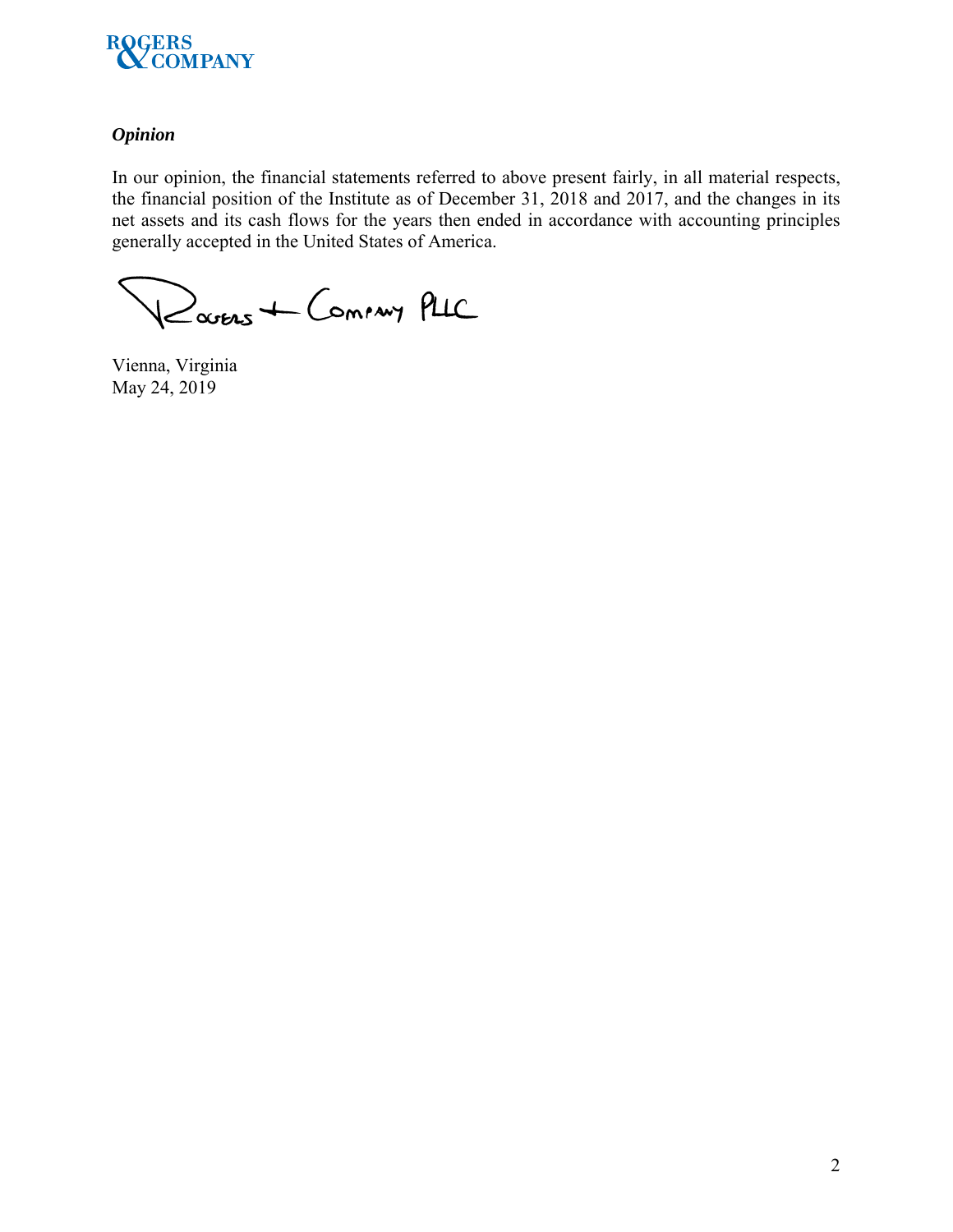ROGERS & COMPANY

***Opinion***

In our opinion, the financial statements referred to above present fairly, in all material respects, the financial position of the Institute as of December 31, 2018 and 2017, and the changes in its net assets and its cash flows for the years then ended in accordance with accounting principles generally accepted in the United States of America.

Rogers + Company PLLC

Vienna, Virginia
May 24, 2019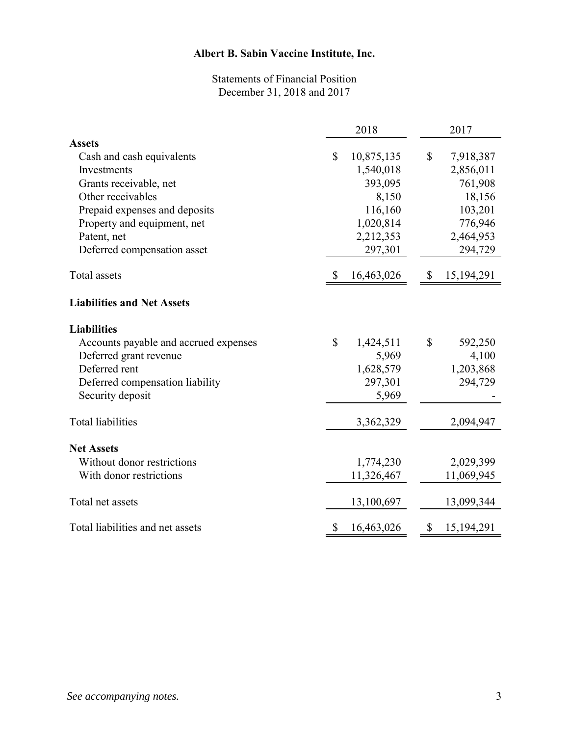# Albert B. Sabin Vaccine Institute, Inc.

Statements of Financial Position
December 31, 2018 and 2017

| | 2018 | 2017 |
|---|---|---|
| **Assets** | | |
| Cash and cash equivalents | $ 10,875,135 | $ 7,918,387 |
| Investments | 1,540,018 | 2,856,011 |
| Grants receivable, net | 393,095 | 761,908 |
| Other receivables | 8,150 | 18,156 |
| Prepaid expenses and deposits | 116,160 | 103,201 |
| Property and equipment, net | 1,020,814 | 776,946 |
| Patent, net | 2,212,353 | 2,464,953 |
| Deferred compensation asset | 297,301 | 294,729 |
| Total assets | $ 16,463,026 | $ 15,194,291 |
| **Liabilities and Net Assets** | | |
| **Liabilities** | | |
| Accounts payable and accrued expenses | $ 1,424,511 | $ 592,250 |
| Deferred grant revenue | 5,969 | 4,100 |
| Deferred rent | 1,628,579 | 1,203,868 |
| Deferred compensation liability | 297,301 | 294,729 |
| Security deposit | 5,969 | - |
| Total liabilities | 3,362,329 | 2,094,947 |
| **Net Assets** | | |
| Without donor restrictions | 1,774,230 | 2,029,399 |
| With donor restrictions | 11,326,467 | 11,069,945 |
| Total net assets | 13,100,697 | 13,099,344 |
| Total liabilities and net assets | $ 16,463,026 | $ 15,194,291 |

*See accompanying notes.*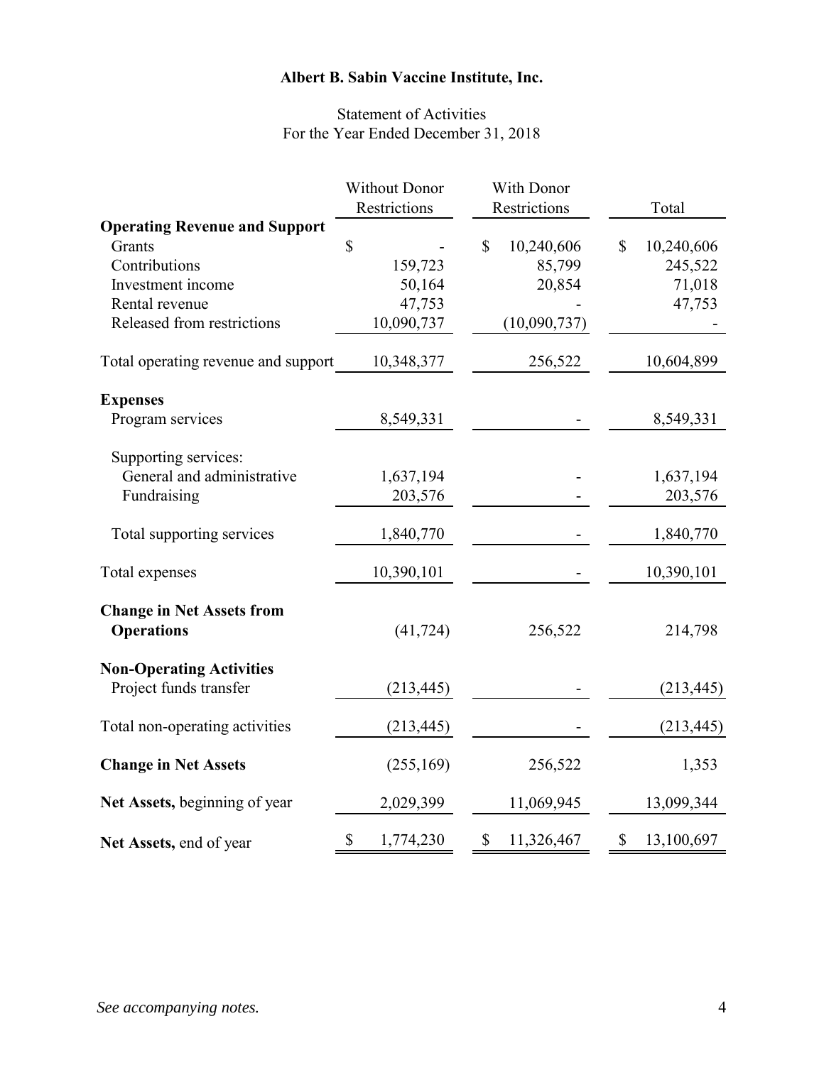# Albert B. Sabin Vaccine Institute, Inc.

Statement of Activities
For the Year Ended December 31, 2018

| | Without Donor Restrictions | With Donor Restrictions | Total |
|---|---|---|---|
| **Operating Revenue and Support** | | | |
| Grants | $ - | $ 10,240,606 | $ 10,240,606 |
| Contributions | 159,723 | 85,799 | 245,522 |
| Investment income | 50,164 | 20,854 | 71,018 |
| Rental revenue | 47,753 | - | 47,753 |
| Released from restrictions | 10,090,737 | (10,090,737) | - |
| Total operating revenue and support | 10,348,377 | 256,522 | 10,604,899 |
| **Expenses** | | | |
| Program services | 8,549,331 | - | 8,549,331 |
| Supporting services: | | | |
| General and administrative | 1,637,194 | - | 1,637,194 |
| Fundraising | 203,576 | - | 203,576 |
| Total supporting services | 1,840,770 | - | 1,840,770 |
| Total expenses | 10,390,101 | - | 10,390,101 |
| **Change in Net Assets from Operations** | (41,724) | 256,522 | 214,798 |
| **Non-Operating Activities** | | | |
| Project funds transfer | (213,445) | - | (213,445) |
| Total non-operating activities | (213,445) | - | (213,445) |
| **Change in Net Assets** | (255,169) | 256,522 | 1,353 |
| **Net Assets,** beginning of year | 2,029,399 | 11,069,945 | 13,099,344 |
| **Net Assets,** end of year | $ 1,774,230 | $ 11,326,467 | $ 13,100,697 |

*See accompanying notes.*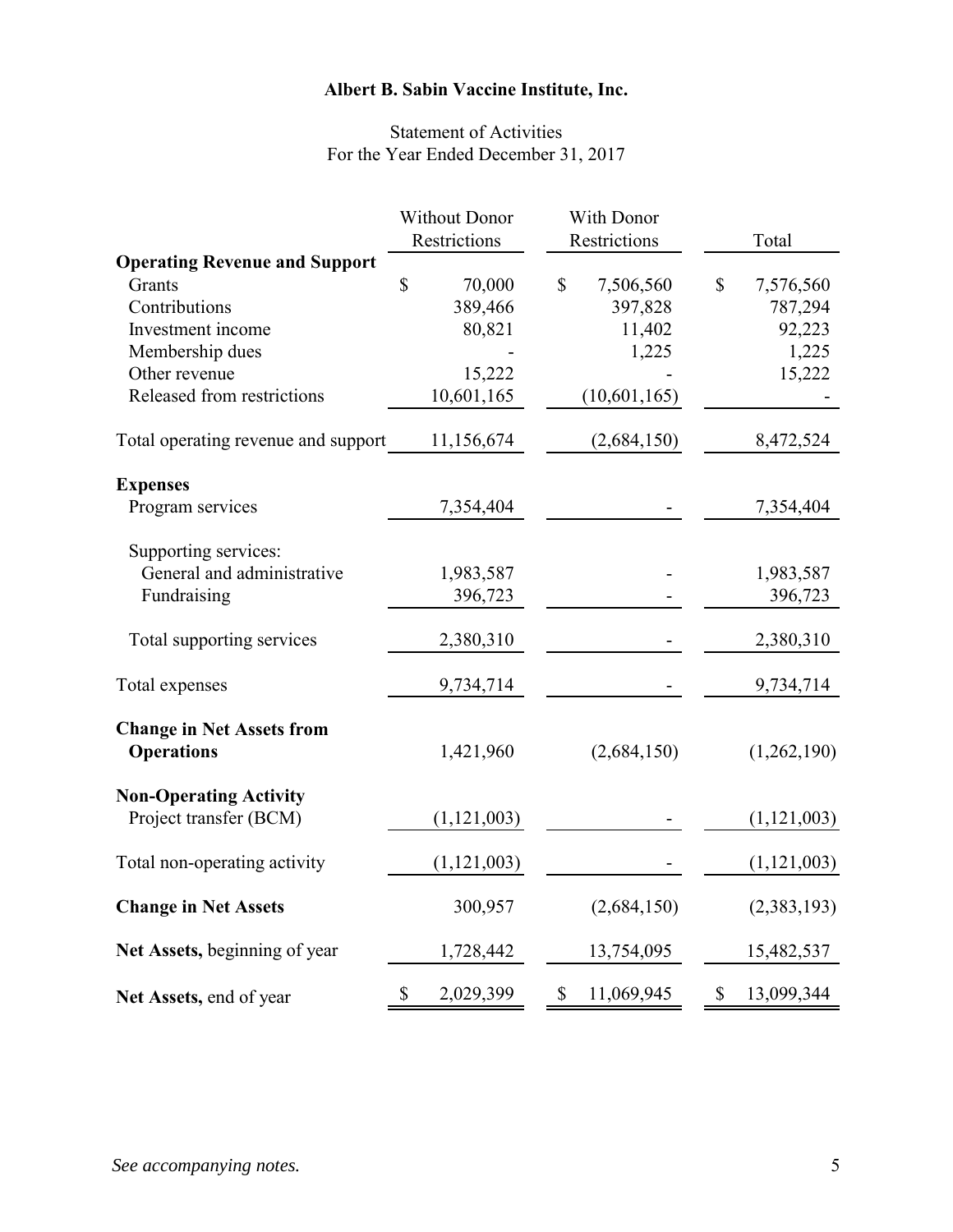# Albert B. Sabin Vaccine Institute, Inc.

Statement of Activities
For the Year Ended December 31, 2017

| | Without Donor Restrictions | With Donor Restrictions | Total |
|---|---|---|---|
| **Operating Revenue and Support** | | | |
| Grants | $ 70,000 | $ 7,506,560 | $ 7,576,560 |
| Contributions | 389,466 | 397,828 | 787,294 |
| Investment income | 80,821 | 11,402 | 92,223 |
| Membership dues | - | 1,225 | 1,225 |
| Other revenue | 15,222 | - | 15,222 |
| Released from restrictions | 10,601,165 | (10,601,165) | - |
| Total operating revenue and support | 11,156,674 | (2,684,150) | 8,472,524 |
| **Expenses** | | | |
| Program services | 7,354,404 | - | 7,354,404 |
| Supporting services: | | | |
| General and administrative | 1,983,587 | - | 1,983,587 |
| Fundraising | 396,723 | - | 396,723 |
| Total supporting services | 2,380,310 | - | 2,380,310 |
| Total expenses | 9,734,714 | - | 9,734,714 |
| **Change in Net Assets from Operations** | 1,421,960 | (2,684,150) | (1,262,190) |
| **Non-Operating Activity** | | | |
| Project transfer (BCM) | (1,121,003) | - | (1,121,003) |
| Total non-operating activity | (1,121,003) | - | (1,121,003) |
| **Change in Net Assets** | 300,957 | (2,684,150) | (2,383,193) |
| **Net Assets,** beginning of year | 1,728,442 | 13,754,095 | 15,482,537 |
| **Net Assets,** end of year | $ 2,029,399 | $ 11,069,945 | $ 13,099,344 |

*See accompanying notes.*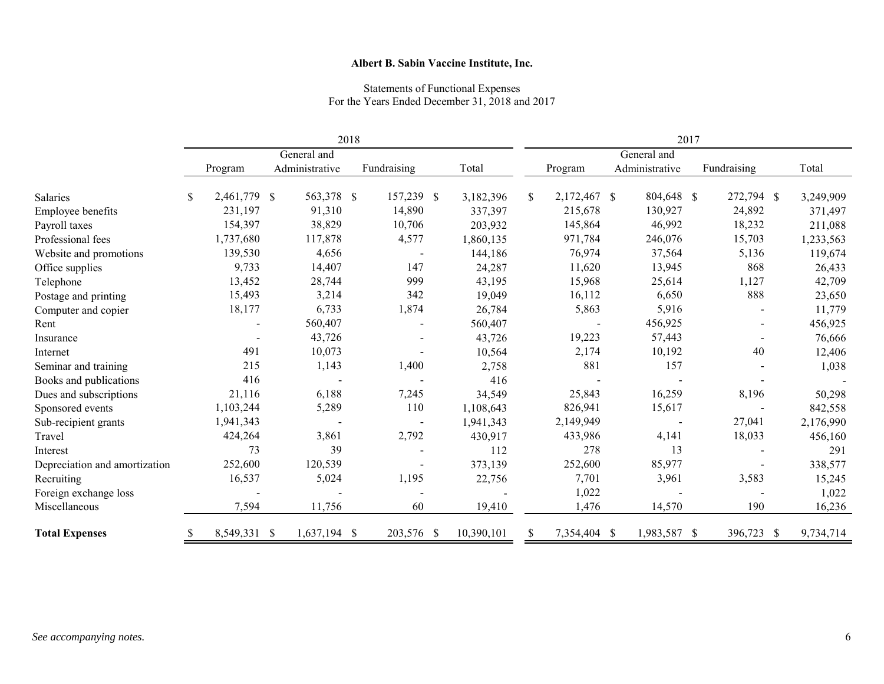**Albert B. Sabin Vaccine Institute, Inc.**

Statements of Functional Expenses
For the Years Ended December 31, 2018 and 2017

| | 2018 | | | | 2017 | | | |
|---|---|---|---|---|---|---|---|---|
| | Program | General and Administrative | Fundraising | Total | Program | General and Administrative | Fundraising | Total |
| Salaries | $ 2,461,779 | $ 563,378 | $ 157,239 | $ 3,182,396 | $ 2,172,467 | $ 804,648 | $ 272,794 | $ 3,249,909 |
| Employee benefits | 231,197 | 91,310 | 14,890 | 337,397 | 215,678 | 130,927 | 24,892 | 371,497 |
| Payroll taxes | 154,397 | 38,829 | 10,706 | 203,932 | 145,864 | 46,992 | 18,232 | 211,088 |
| Professional fees | 1,737,680 | 117,878 | 4,577 | 1,860,135 | 971,784 | 246,076 | 15,703 | 1,233,563 |
| Website and promotions | 139,530 | 4,656 | - | 144,186 | 76,974 | 37,564 | 5,136 | 119,674 |
| Office supplies | 9,733 | 14,407 | 147 | 24,287 | 11,620 | 13,945 | 868 | 26,433 |
| Telephone | 13,452 | 28,744 | 999 | 43,195 | 15,968 | 25,614 | 1,127 | 42,709 |
| Postage and printing | 15,493 | 3,214 | 342 | 19,049 | 16,112 | 6,650 | 888 | 23,650 |
| Computer and copier | 18,177 | 6,733 | 1,874 | 26,784 | 5,863 | 5,916 | - | 11,779 |
| Rent | - | 560,407 | - | 560,407 | - | 456,925 | - | 456,925 |
| Insurance | - | 43,726 | - | 43,726 | 19,223 | 57,443 | - | 76,666 |
| Internet | 491 | 10,073 | - | 10,564 | 2,174 | 10,192 | 40 | 12,406 |
| Seminar and training | 215 | 1,143 | 1,400 | 2,758 | 881 | 157 | - | 1,038 |
| Books and publications | 416 | - | - | 416 | - | - | - | - |
| Dues and subscriptions | 21,116 | 6,188 | 7,245 | 34,549 | 25,843 | 16,259 | 8,196 | 50,298 |
| Sponsored events | 1,103,244 | 5,289 | 110 | 1,108,643 | 826,941 | 15,617 | - | 842,558 |
| Sub-recipient grants | 1,941,343 | - | - | 1,941,343 | 2,149,949 | - | 27,041 | 2,176,990 |
| Travel | 424,264 | 3,861 | 2,792 | 430,917 | 433,986 | 4,141 | 18,033 | 456,160 |
| Interest | 73 | 39 | - | 112 | 278 | 13 | - | 291 |
| Depreciation and amortization | 252,600 | 120,539 | - | 373,139 | 252,600 | 85,977 | - | 338,577 |
| Recruiting | 16,537 | 5,024 | 1,195 | 22,756 | 7,701 | 3,961 | 3,583 | 15,245 |
| Foreign exchange loss | - | - | - | - | 1,022 | - | - | 1,022 |
| Miscellaneous | 7,594 | 11,756 | 60 | 19,410 | 1,476 | 14,570 | 190 | 16,236 |
| **Total Expenses** | $ 8,549,331 | $ 1,637,194 | $ 203,576 | $ 10,390,101 | $ 7,354,404 | $ 1,983,587 | $ 396,723 | $ 9,734,714 |

*See accompanying notes.*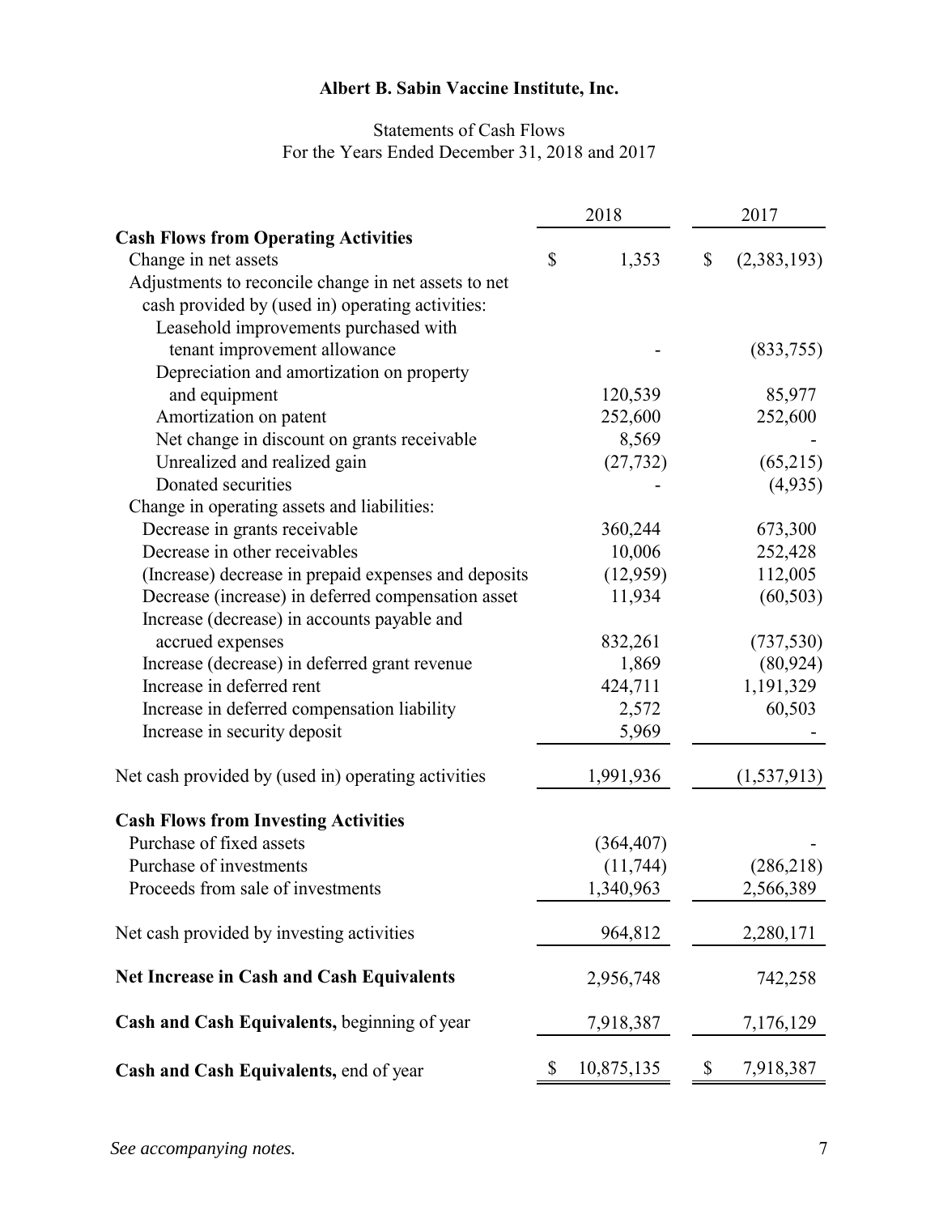# Albert B. Sabin Vaccine Institute, Inc.

Statements of Cash Flows
For the Years Ended December 31, 2018 and 2017

| | 2018 | 2017 |
|---|---|---|
| **Cash Flows from Operating Activities** | | |
| Change in net assets | $ 1,353 | $ (2,383,193) |
| Adjustments to reconcile change in net assets to net cash provided by (used in) operating activities: | | |
| Leasehold improvements purchased with tenant improvement allowance | - | (833,755) |
| Depreciation and amortization on property and equipment | 120,539 | 85,977 |
| Amortization on patent | 252,600 | 252,600 |
| Net change in discount on grants receivable | 8,569 | - |
| Unrealized and realized gain | (27,732) | (65,215) |
| Donated securities | - | (4,935) |
| Change in operating assets and liabilities: | | |
| Decrease in grants receivable | 360,244 | 673,300 |
| Decrease in other receivables | 10,006 | 252,428 |
| (Increase) decrease in prepaid expenses and deposits | (12,959) | 112,005 |
| Decrease (increase) in deferred compensation asset | 11,934 | (60,503) |
| Increase (decrease) in accounts payable and accrued expenses | 832,261 | (737,530) |
| Increase (decrease) in deferred grant revenue | 1,869 | (80,924) |
| Increase in deferred rent | 424,711 | 1,191,329 |
| Increase in deferred compensation liability | 2,572 | 60,503 |
| Increase in security deposit | 5,969 | - |
| Net cash provided by (used in) operating activities | 1,991,936 | (1,537,913) |
| **Cash Flows from Investing Activities** | | |
| Purchase of fixed assets | (364,407) | - |
| Purchase of investments | (11,744) | (286,218) |
| Proceeds from sale of investments | 1,340,963 | 2,566,389 |
| Net cash provided by investing activities | 964,812 | 2,280,171 |
| **Net Increase in Cash and Cash Equivalents** | 2,956,748 | 742,258 |
| **Cash and Cash Equivalents,** beginning of year | 7,918,387 | 7,176,129 |
| **Cash and Cash Equivalents,** end of year | $ 10,875,135 | $ 7,918,387 |

*See accompanying notes.*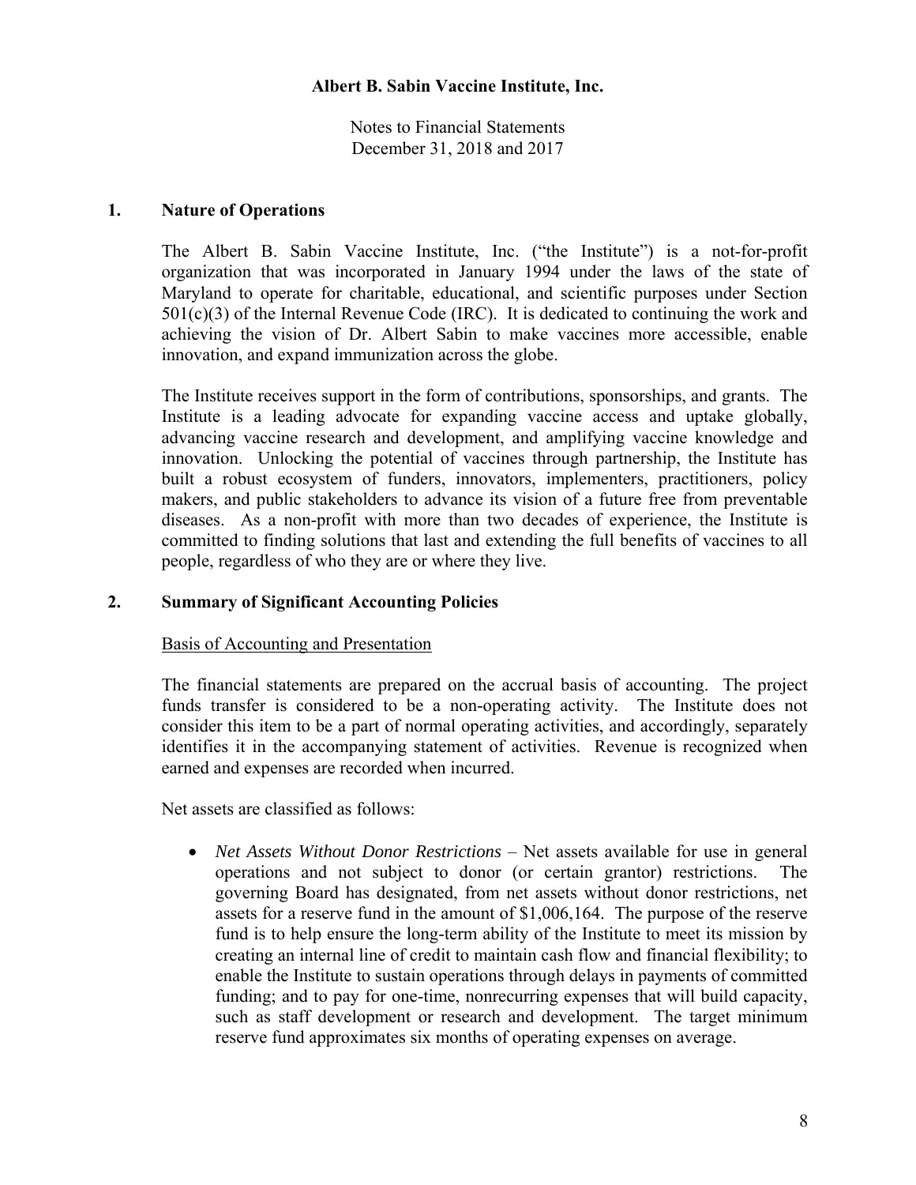**Albert B. Sabin Vaccine Institute, Inc.**

Notes to Financial Statements
December 31, 2018 and 2017

## 1. Nature of Operations

The Albert B. Sabin Vaccine Institute, Inc. ("the Institute") is a not-for-profit organization that was incorporated in January 1994 under the laws of the state of Maryland to operate for charitable, educational, and scientific purposes under Section 501(c)(3) of the Internal Revenue Code (IRC). It is dedicated to continuing the work and achieving the vision of Dr. Albert Sabin to make vaccines more accessible, enable innovation, and expand immunization across the globe.

The Institute receives support in the form of contributions, sponsorships, and grants. The Institute is a leading advocate for expanding vaccine access and uptake globally, advancing vaccine research and development, and amplifying vaccine knowledge and innovation. Unlocking the potential of vaccines through partnership, the Institute has built a robust ecosystem of funders, innovators, implementers, practitioners, policy makers, and public stakeholders to advance its vision of a future free from preventable diseases. As a non-profit with more than two decades of experience, the Institute is committed to finding solutions that last and extending the full benefits of vaccines to all people, regardless of who they are or where they live.

## 2. Summary of Significant Accounting Policies

<u>Basis of Accounting and Presentation</u>

The financial statements are prepared on the accrual basis of accounting. The project funds transfer is considered to be a non-operating activity. The Institute does not consider this item to be a part of normal operating activities, and accordingly, separately identifies it in the accompanying statement of activities. Revenue is recognized when earned and expenses are recorded when incurred.

Net assets are classified as follows:

- *Net Assets Without Donor Restrictions* – Net assets available for use in general operations and not subject to donor (or certain grantor) restrictions. The governing Board has designated, from net assets without donor restrictions, net assets for a reserve fund in the amount of $1,006,164. The purpose of the reserve fund is to help ensure the long-term ability of the Institute to meet its mission by creating an internal line of credit to maintain cash flow and financial flexibility; to enable the Institute to sustain operations through delays in payments of committed funding; and to pay for one-time, nonrecurring expenses that will build capacity, such as staff development or research and development. The target minimum reserve fund approximates six months of operating expenses on average.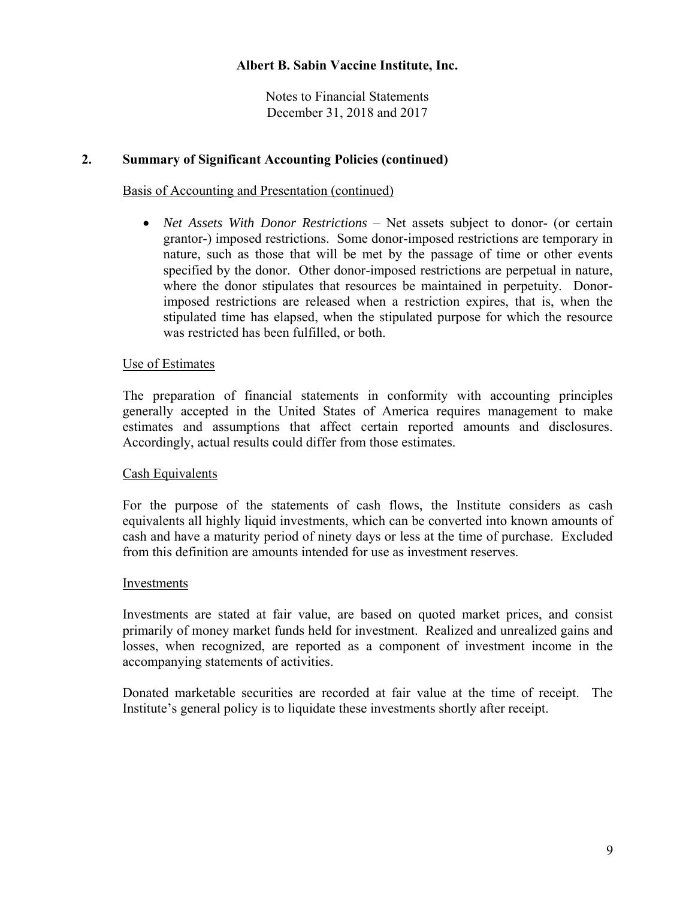## 2. Summary of Significant Accounting Policies (continued)

Basis of Accounting and Presentation (continued)

- *Net Assets With Donor Restrictions* – Net assets subject to donor- (or certain grantor-) imposed restrictions. Some donor-imposed restrictions are temporary in nature, such as those that will be met by the passage of time or other events specified by the donor. Other donor-imposed restrictions are perpetual in nature, where the donor stipulates that resources be maintained in perpetuity. Donor-imposed restrictions are released when a restriction expires, that is, when the stipulated time has elapsed, when the stipulated purpose for which the resource was restricted has been fulfilled, or both.

Use of Estimates

The preparation of financial statements in conformity with accounting principles generally accepted in the United States of America requires management to make estimates and assumptions that affect certain reported amounts and disclosures. Accordingly, actual results could differ from those estimates.

Cash Equivalents

For the purpose of the statements of cash flows, the Institute considers as cash equivalents all highly liquid investments, which can be converted into known amounts of cash and have a maturity period of ninety days or less at the time of purchase. Excluded from this definition are amounts intended for use as investment reserves.

Investments

Investments are stated at fair value, are based on quoted market prices, and consist primarily of money market funds held for investment. Realized and unrealized gains and losses, when recognized, are reported as a component of investment income in the accompanying statements of activities.

Donated marketable securities are recorded at fair value at the time of receipt. The Institute's general policy is to liquidate these investments shortly after receipt.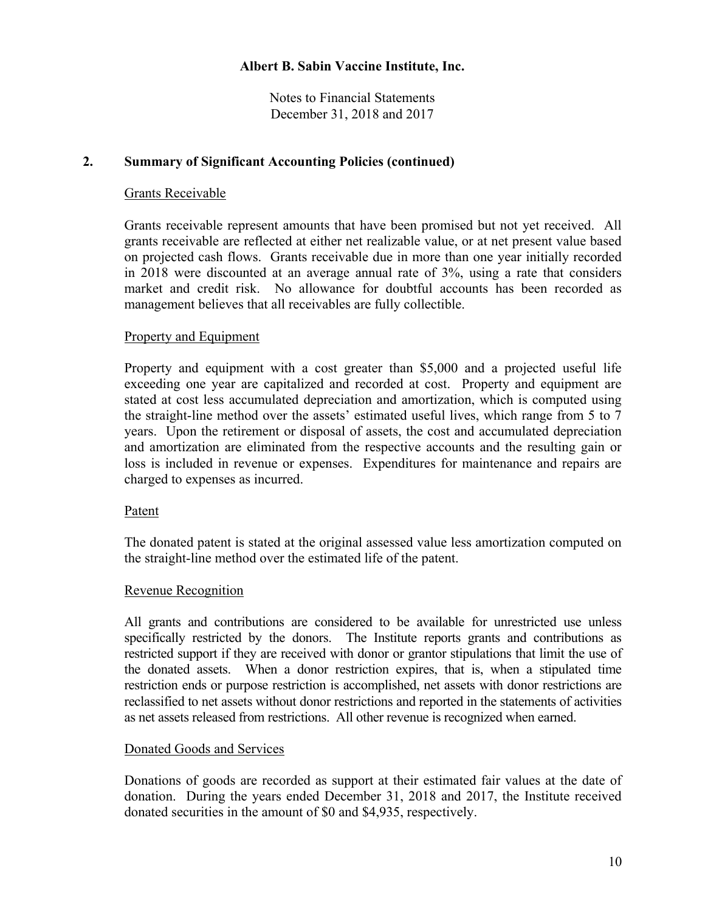## 2. Summary of Significant Accounting Policies (continued)

### Grants Receivable

Grants receivable represent amounts that have been promised but not yet received. All grants receivable are reflected at either net realizable value, or at net present value based on projected cash flows. Grants receivable due in more than one year initially recorded in 2018 were discounted at an average annual rate of 3%, using a rate that considers market and credit risk. No allowance for doubtful accounts has been recorded as management believes that all receivables are fully collectible.

### Property and Equipment

Property and equipment with a cost greater than \$5,000 and a projected useful life exceeding one year are capitalized and recorded at cost. Property and equipment are stated at cost less accumulated depreciation and amortization, which is computed using the straight-line method over the assets' estimated useful lives, which range from 5 to 7 years. Upon the retirement or disposal of assets, the cost and accumulated depreciation and amortization are eliminated from the respective accounts and the resulting gain or loss is included in revenue or expenses. Expenditures for maintenance and repairs are charged to expenses as incurred.

### Patent

The donated patent is stated at the original assessed value less amortization computed on the straight-line method over the estimated life of the patent.

### Revenue Recognition

All grants and contributions are considered to be available for unrestricted use unless specifically restricted by the donors. The Institute reports grants and contributions as restricted support if they are received with donor or grantor stipulations that limit the use of the donated assets. When a donor restriction expires, that is, when a stipulated time restriction ends or purpose restriction is accomplished, net assets with donor restrictions are reclassified to net assets without donor restrictions and reported in the statements of activities as net assets released from restrictions. All other revenue is recognized when earned.

### Donated Goods and Services

Donations of goods are recorded as support at their estimated fair values at the date of donation. During the years ended December 31, 2018 and 2017, the Institute received donated securities in the amount of \$0 and \$4,935, respectively.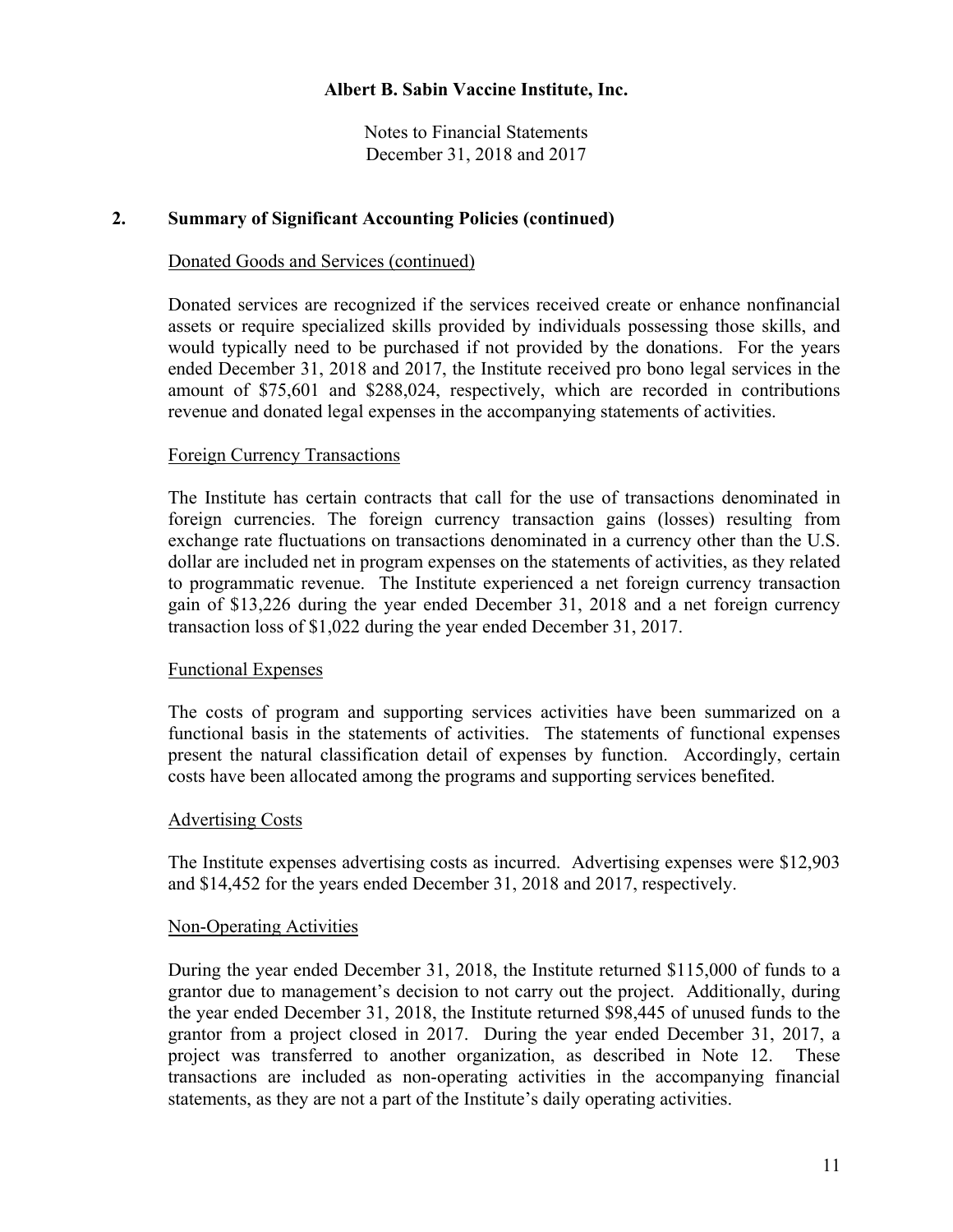## 2. Summary of Significant Accounting Policies (continued)

### Donated Goods and Services (continued)

Donated services are recognized if the services received create or enhance nonfinancial assets or require specialized skills provided by individuals possessing those skills, and would typically need to be purchased if not provided by the donations. For the years ended December 31, 2018 and 2017, the Institute received pro bono legal services in the amount of $75,601 and $288,024, respectively, which are recorded in contributions revenue and donated legal expenses in the accompanying statements of activities.

### Foreign Currency Transactions

The Institute has certain contracts that call for the use of transactions denominated in foreign currencies. The foreign currency transaction gains (losses) resulting from exchange rate fluctuations on transactions denominated in a currency other than the U.S. dollar are included net in program expenses on the statements of activities, as they related to programmatic revenue. The Institute experienced a net foreign currency transaction gain of $13,226 during the year ended December 31, 2018 and a net foreign currency transaction loss of $1,022 during the year ended December 31, 2017.

### Functional Expenses

The costs of program and supporting services activities have been summarized on a functional basis in the statements of activities. The statements of functional expenses present the natural classification detail of expenses by function. Accordingly, certain costs have been allocated among the programs and supporting services benefited.

### Advertising Costs

The Institute expenses advertising costs as incurred. Advertising expenses were $12,903 and $14,452 for the years ended December 31, 2018 and 2017, respectively.

### Non-Operating Activities

During the year ended December 31, 2018, the Institute returned $115,000 of funds to a grantor due to management's decision to not carry out the project. Additionally, during the year ended December 31, 2018, the Institute returned $98,445 of unused funds to the grantor from a project closed in 2017. During the year ended December 31, 2017, a project was transferred to another organization, as described in Note 12. These transactions are included as non-operating activities in the accompanying financial statements, as they are not a part of the Institute's daily operating activities.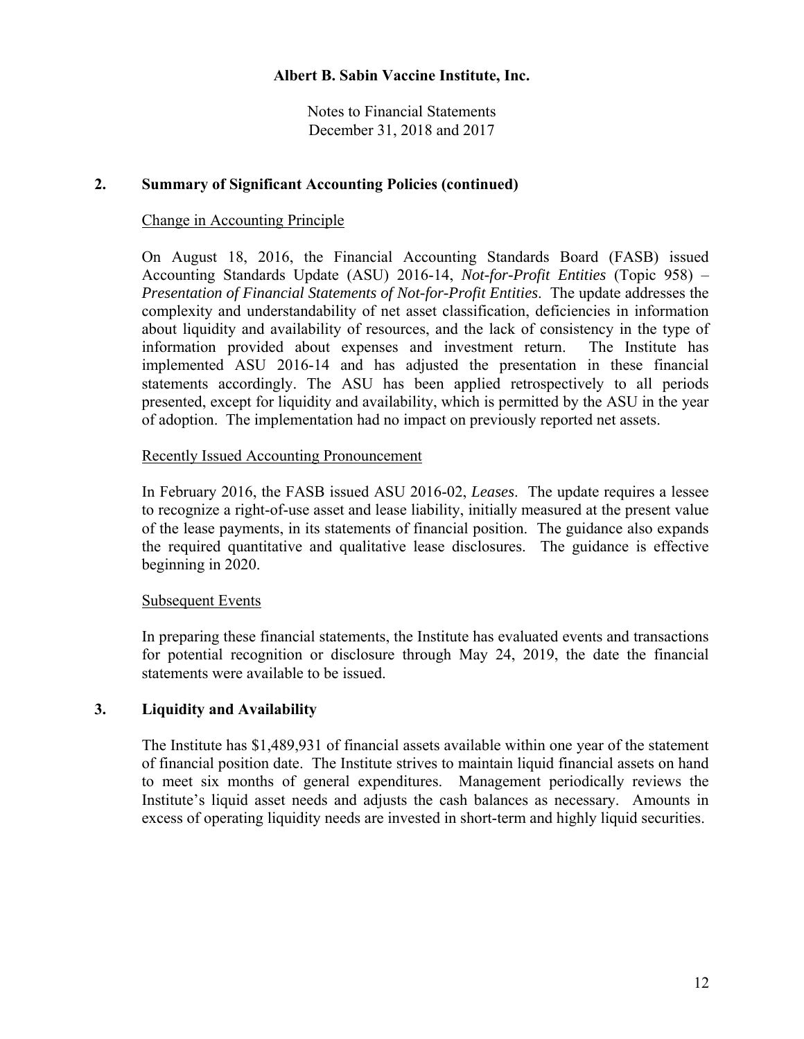## 2. Summary of Significant Accounting Policies (continued)

### Change in Accounting Principle

On August 18, 2016, the Financial Accounting Standards Board (FASB) issued Accounting Standards Update (ASU) 2016-14, *Not-for-Profit Entities* (Topic 958) – *Presentation of Financial Statements of Not-for-Profit Entities*. The update addresses the complexity and understandability of net asset classification, deficiencies in information about liquidity and availability of resources, and the lack of consistency in the type of information provided about expenses and investment return. The Institute has implemented ASU 2016-14 and has adjusted the presentation in these financial statements accordingly. The ASU has been applied retrospectively to all periods presented, except for liquidity and availability, which is permitted by the ASU in the year of adoption. The implementation had no impact on previously reported net assets.

### Recently Issued Accounting Pronouncement

In February 2016, the FASB issued ASU 2016-02, *Leases*. The update requires a lessee to recognize a right-of-use asset and lease liability, initially measured at the present value of the lease payments, in its statements of financial position. The guidance also expands the required quantitative and qualitative lease disclosures. The guidance is effective beginning in 2020.

### Subsequent Events

In preparing these financial statements, the Institute has evaluated events and transactions for potential recognition or disclosure through May 24, 2019, the date the financial statements were available to be issued.

## 3. Liquidity and Availability

The Institute has $1,489,931 of financial assets available within one year of the statement of financial position date. The Institute strives to maintain liquid financial assets on hand to meet six months of general expenditures. Management periodically reviews the Institute's liquid asset needs and adjusts the cash balances as necessary. Amounts in excess of operating liquidity needs are invested in short-term and highly liquid securities.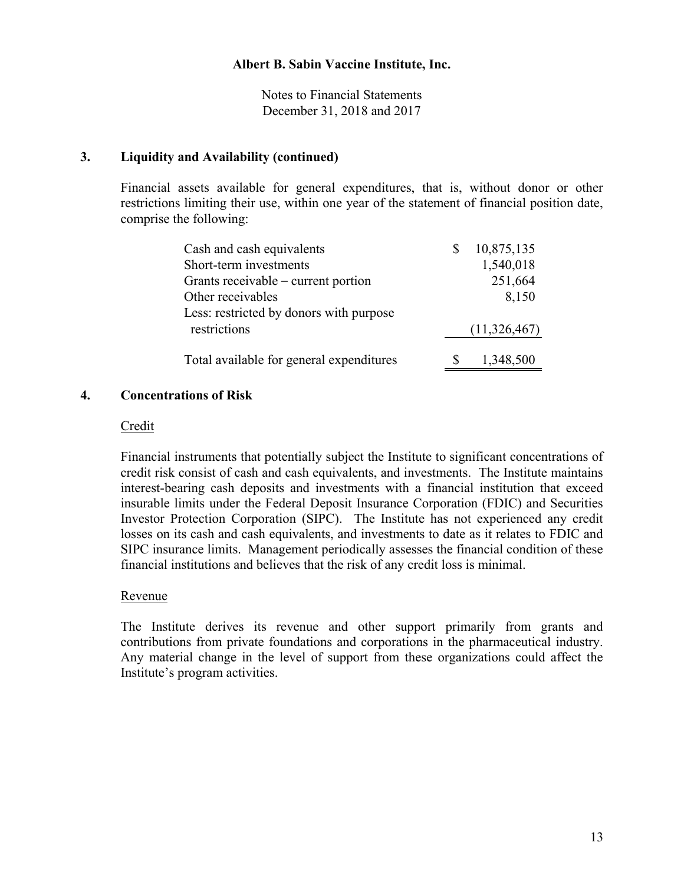**Albert B. Sabin Vaccine Institute, Inc.**

Notes to Financial Statements
December 31, 2018 and 2017

## 3. Liquidity and Availability (continued)

Financial assets available for general expenditures, that is, without donor or other restrictions limiting their use, within one year of the statement of financial position date, comprise the following:

| | |
|---|---|
| Cash and cash equivalents | $ 10,875,135 |
| Short-term investments | 1,540,018 |
| Grants receivable – current portion | 251,664 |
| Other receivables | 8,150 |
| Less: restricted by donors with purpose restrictions | (11,326,467) |
| Total available for general expenditures | $ 1,348,500 |

## 4. Concentrations of Risk

Credit

Financial instruments that potentially subject the Institute to significant concentrations of credit risk consist of cash and cash equivalents, and investments. The Institute maintains interest-bearing cash deposits and investments with a financial institution that exceed insurable limits under the Federal Deposit Insurance Corporation (FDIC) and Securities Investor Protection Corporation (SIPC). The Institute has not experienced any credit losses on its cash and cash equivalents, and investments to date as it relates to FDIC and SIPC insurance limits. Management periodically assesses the financial condition of these financial institutions and believes that the risk of any credit loss is minimal.

Revenue

The Institute derives its revenue and other support primarily from grants and contributions from private foundations and corporations in the pharmaceutical industry. Any material change in the level of support from these organizations could affect the Institute's program activities.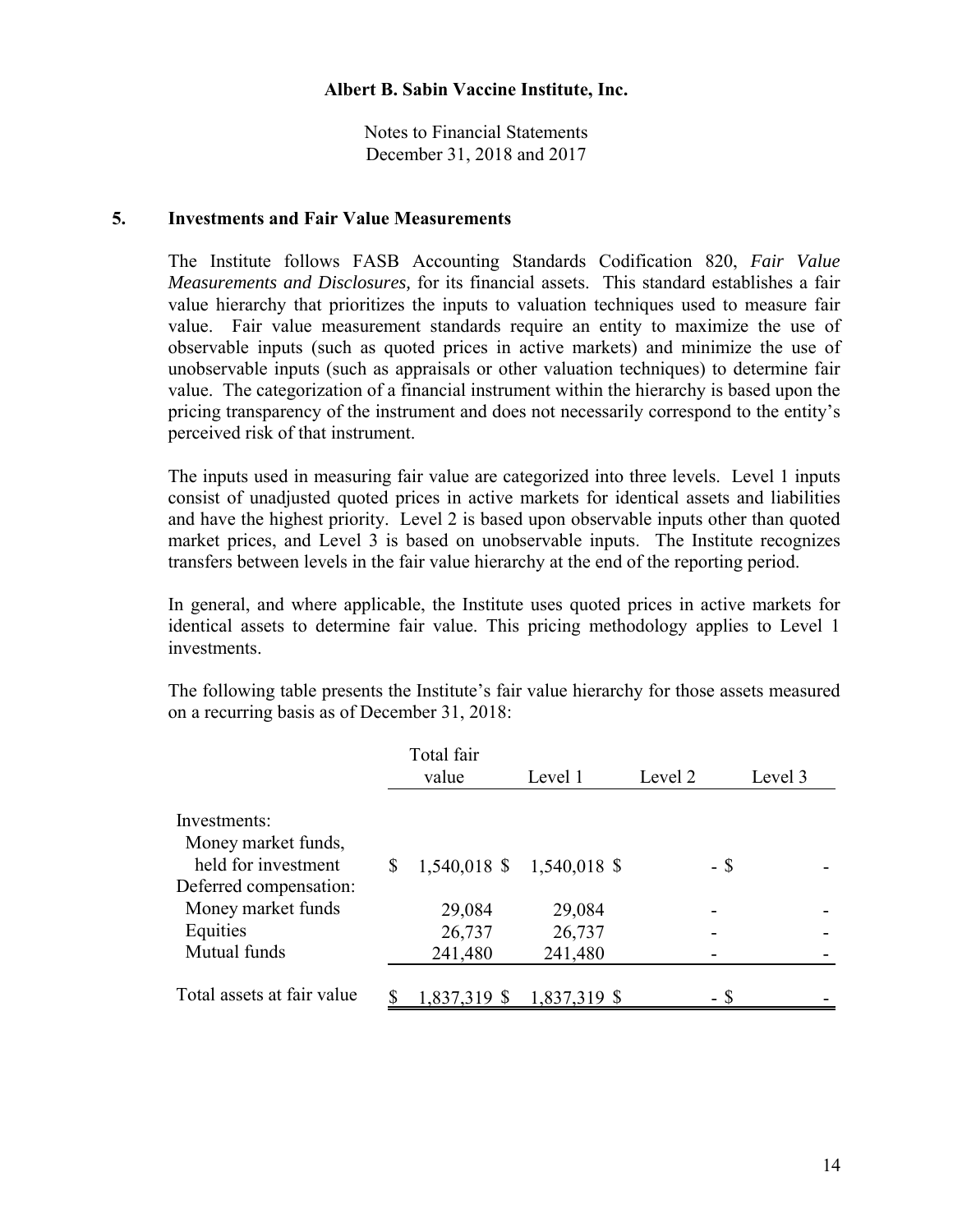## 5. Investments and Fair Value Measurements

The Institute follows FASB Accounting Standards Codification 820, *Fair Value Measurements and Disclosures,* for its financial assets. This standard establishes a fair value hierarchy that prioritizes the inputs to valuation techniques used to measure fair value. Fair value measurement standards require an entity to maximize the use of observable inputs (such as quoted prices in active markets) and minimize the use of unobservable inputs (such as appraisals or other valuation techniques) to determine fair value. The categorization of a financial instrument within the hierarchy is based upon the pricing transparency of the instrument and does not necessarily correspond to the entity's perceived risk of that instrument.

The inputs used in measuring fair value are categorized into three levels. Level 1 inputs consist of unadjusted quoted prices in active markets for identical assets and liabilities and have the highest priority. Level 2 is based upon observable inputs other than quoted market prices, and Level 3 is based on unobservable inputs. The Institute recognizes transfers between levels in the fair value hierarchy at the end of the reporting period.

In general, and where applicable, the Institute uses quoted prices in active markets for identical assets to determine fair value. This pricing methodology applies to Level 1 investments.

The following table presents the Institute's fair value hierarchy for those assets measured on a recurring basis as of December 31, 2018:

| | Total fair value | Level 1 | Level 2 | Level 3 |
|---|---|---|---|---|
| Investments: | | | | |
| Money market funds, held for investment | $ 1,540,018 | $ 1,540,018 | $ - | $ - |
| Deferred compensation: | | | | |
| Money market funds | 29,084 | 29,084 | - | - |
| Equities | 26,737 | 26,737 | - | - |
| Mutual funds | 241,480 | 241,480 | - | - |
| Total assets at fair value | $ 1,837,319 | $ 1,837,319 | $ - | $ - |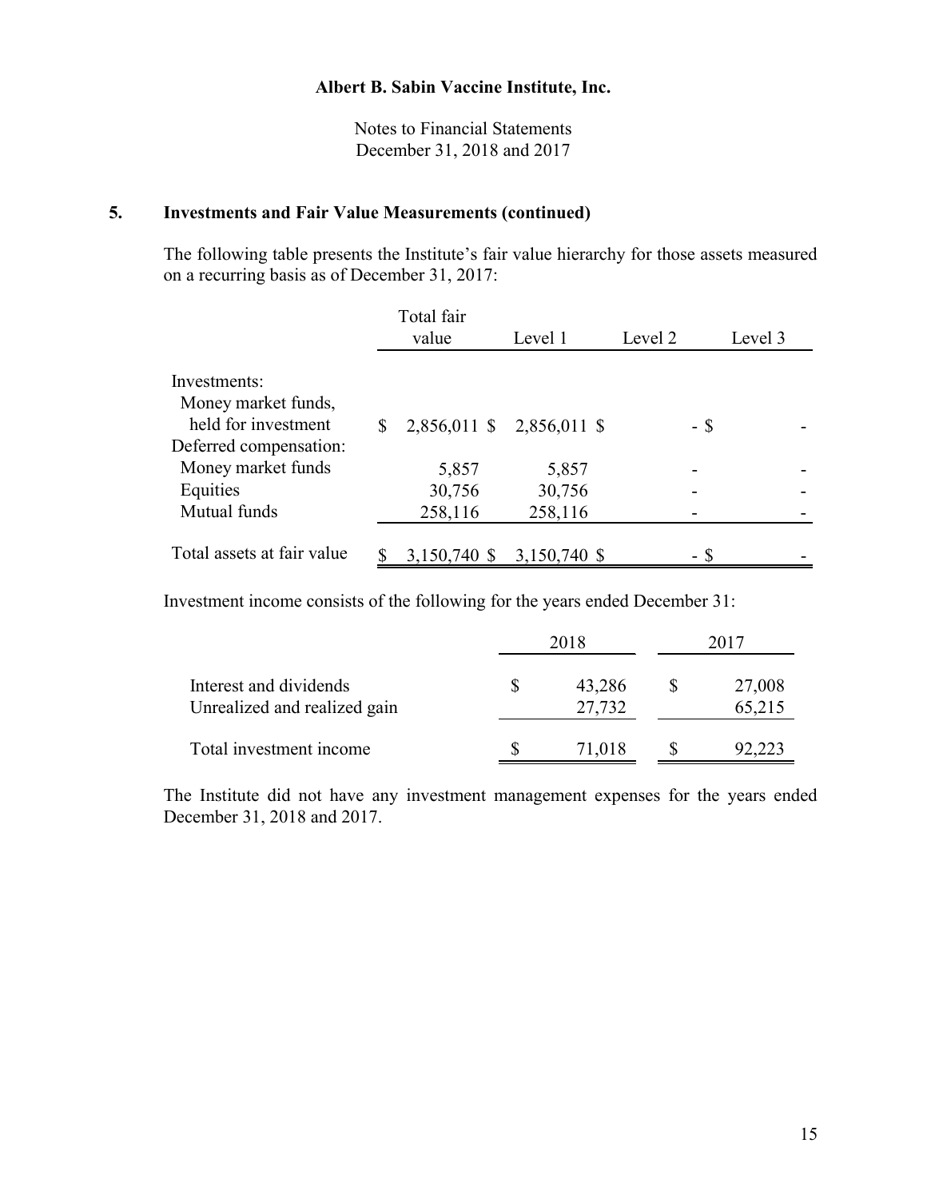**Albert B. Sabin Vaccine Institute, Inc.**

Notes to Financial Statements
December 31, 2018 and 2017

## 5. Investments and Fair Value Measurements (continued)

The following table presents the Institute's fair value hierarchy for those assets measured on a recurring basis as of December 31, 2017:

| | Total fair value | Level 1 | Level 2 | Level 3 |
|---|---|---|---|---|
| Investments: | | | | |
| Money market funds, held for investment | $ 2,856,011 | $ 2,856,011 | $ - | $ - |
| Deferred compensation: | | | | |
| Money market funds | 5,857 | 5,857 | - | - |
| Equities | 30,756 | 30,756 | - | - |
| Mutual funds | 258,116 | 258,116 | - | - |
| Total assets at fair value | $ 3,150,740 | $ 3,150,740 | $ - | $ - |

Investment income consists of the following for the years ended December 31:

| | 2018 | 2017 |
|---|---|---|
| Interest and dividends | $ 43,286 | $ 27,008 |
| Unrealized and realized gain | 27,732 | 65,215 |
| Total investment income | $ 71,018 | $ 92,223 |

The Institute did not have any investment management expenses for the years ended December 31, 2018 and 2017.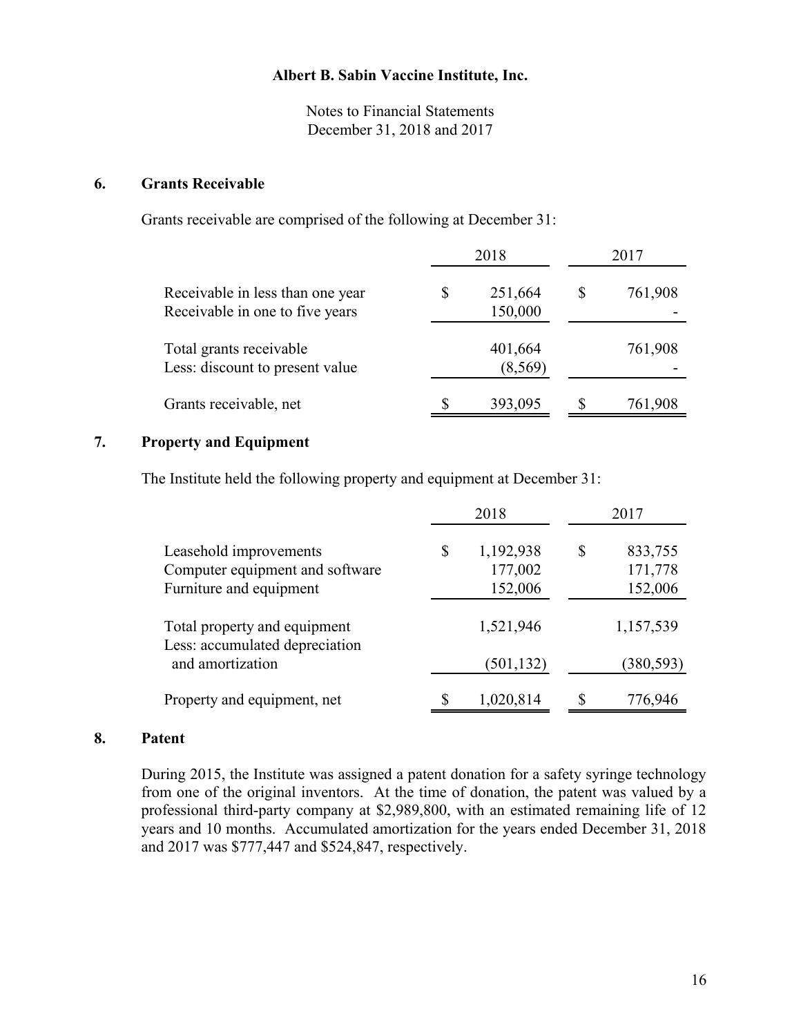**Albert B. Sabin Vaccine Institute, Inc.**

Notes to Financial Statements
December 31, 2018 and 2017

## 6. Grants Receivable

Grants receivable are comprised of the following at December 31:

| | 2018 | 2017 |
|---|---|---|
| Receivable in less than one year | $ 251,664 | $ 761,908 |
| Receivable in one to five years | 150,000 | - |
| Total grants receivable | 401,664 | 761,908 |
| Less: discount to present value | (8,569) | - |
| Grants receivable, net | $ 393,095 | $ 761,908 |

## 7. Property and Equipment

The Institute held the following property and equipment at December 31:

| | 2018 | 2017 |
|---|---|---|
| Leasehold improvements | $ 1,192,938 | $ 833,755 |
| Computer equipment and software | 177,002 | 171,778 |
| Furniture and equipment | 152,006 | 152,006 |
| Total property and equipment | 1,521,946 | 1,157,539 |
| Less: accumulated depreciation and amortization | (501,132) | (380,593) |
| Property and equipment, net | $ 1,020,814 | $ 776,946 |

## 8. Patent

During 2015, the Institute was assigned a patent donation for a safety syringe technology from one of the original inventors. At the time of donation, the patent was valued by a professional third-party company at $2,989,800, with an estimated remaining life of 12 years and 10 months. Accumulated amortization for the years ended December 31, 2018 and 2017 was $777,447 and $524,847, respectively.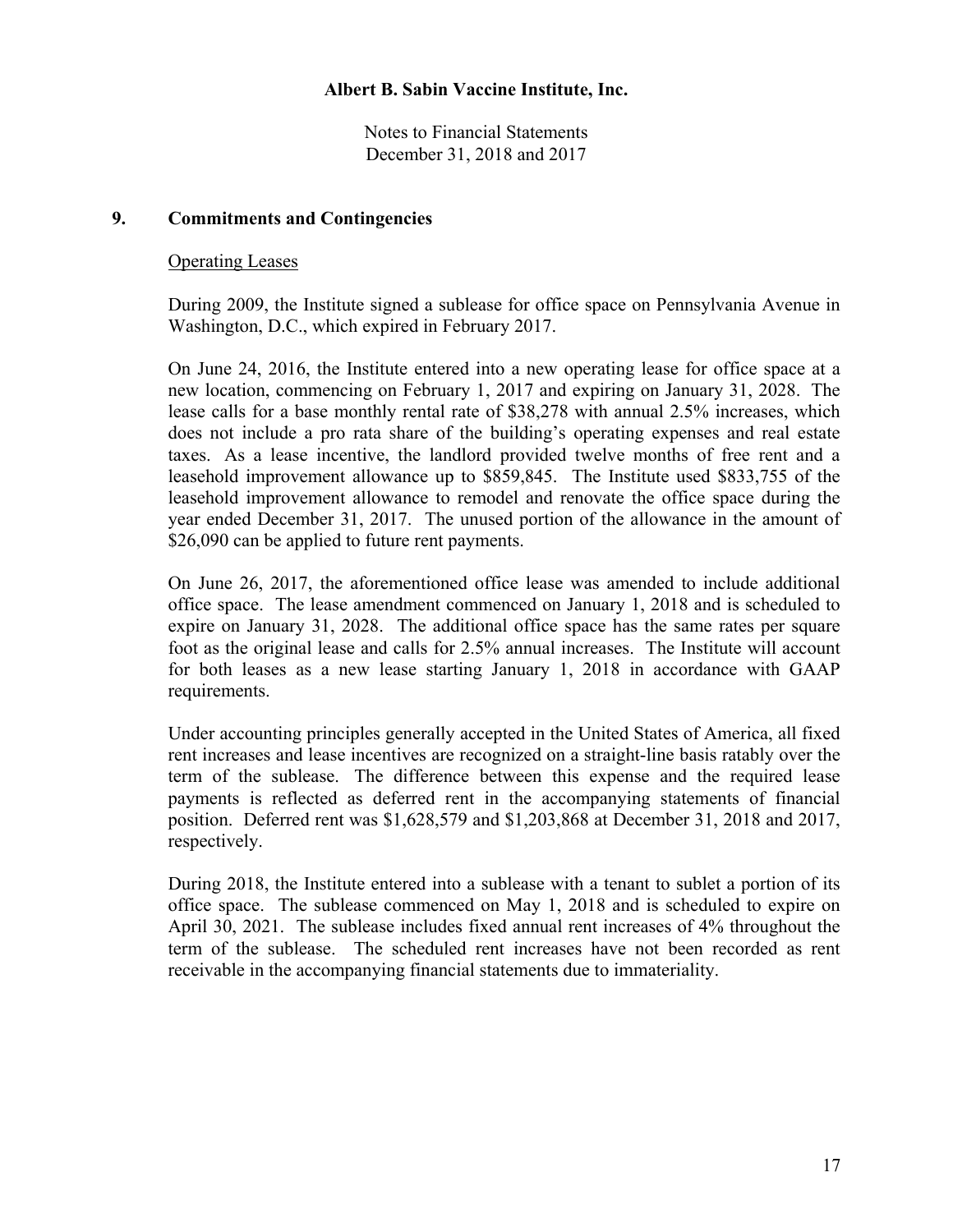## 9. Commitments and Contingencies

### Operating Leases

During 2009, the Institute signed a sublease for office space on Pennsylvania Avenue in Washington, D.C., which expired in February 2017.

On June 24, 2016, the Institute entered into a new operating lease for office space at a new location, commencing on February 1, 2017 and expiring on January 31, 2028. The lease calls for a base monthly rental rate of $38,278 with annual 2.5% increases, which does not include a pro rata share of the building's operating expenses and real estate taxes. As a lease incentive, the landlord provided twelve months of free rent and a leasehold improvement allowance up to $859,845. The Institute used $833,755 of the leasehold improvement allowance to remodel and renovate the office space during the year ended December 31, 2017. The unused portion of the allowance in the amount of $26,090 can be applied to future rent payments.

On June 26, 2017, the aforementioned office lease was amended to include additional office space. The lease amendment commenced on January 1, 2018 and is scheduled to expire on January 31, 2028. The additional office space has the same rates per square foot as the original lease and calls for 2.5% annual increases. The Institute will account for both leases as a new lease starting January 1, 2018 in accordance with GAAP requirements.

Under accounting principles generally accepted in the United States of America, all fixed rent increases and lease incentives are recognized on a straight-line basis ratably over the term of the sublease. The difference between this expense and the required lease payments is reflected as deferred rent in the accompanying statements of financial position. Deferred rent was $1,628,579 and $1,203,868 at December 31, 2018 and 2017, respectively.

During 2018, the Institute entered into a sublease with a tenant to sublet a portion of its office space. The sublease commenced on May 1, 2018 and is scheduled to expire on April 30, 2021. The sublease includes fixed annual rent increases of 4% throughout the term of the sublease. The scheduled rent increases have not been recorded as rent receivable in the accompanying financial statements due to immateriality.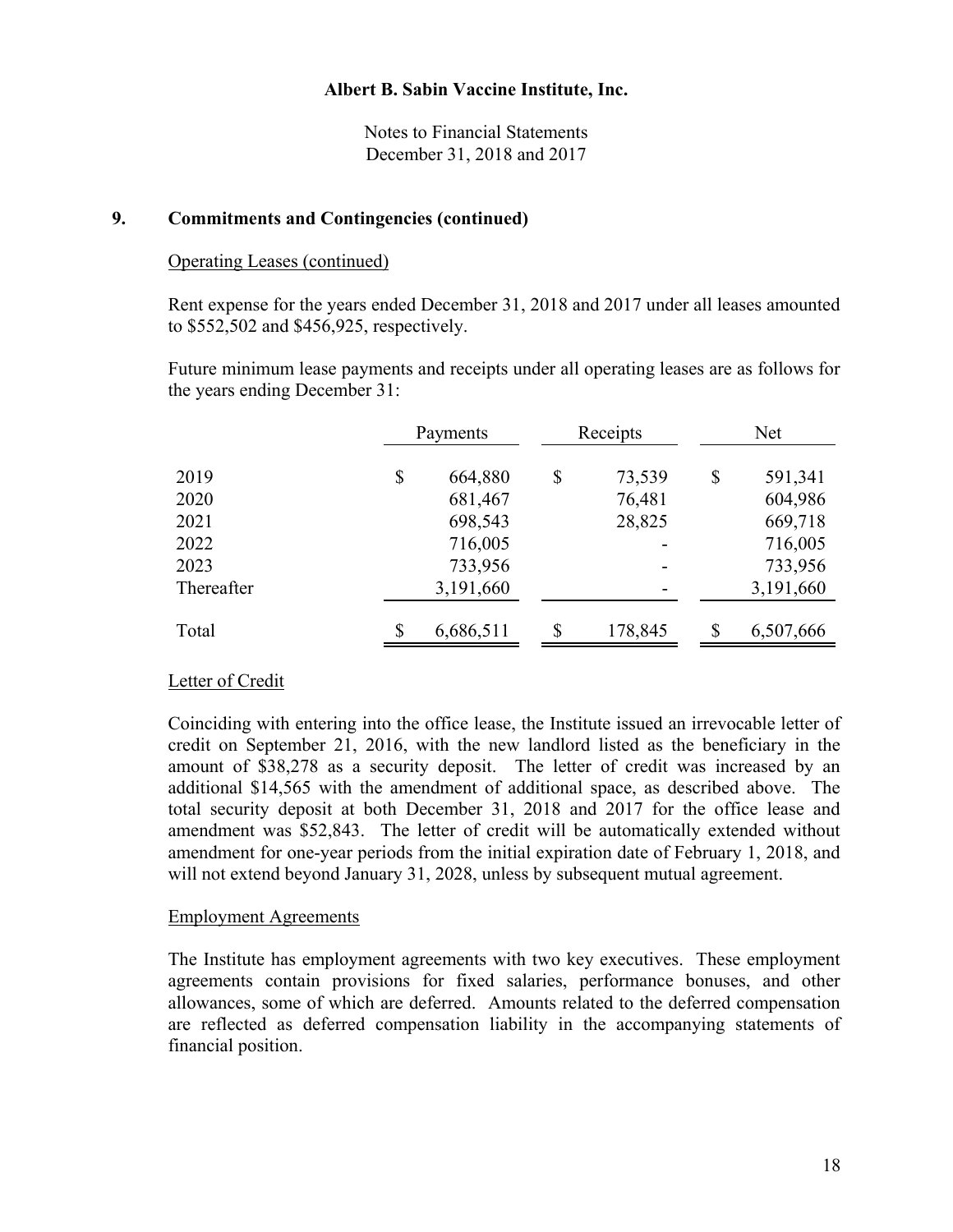## 9. Commitments and Contingencies (continued)

Operating Leases (continued)

Rent expense for the years ended December 31, 2018 and 2017 under all leases amounted to $552,502 and $456,925, respectively.

Future minimum lease payments and receipts under all operating leases are as follows for the years ending December 31:

| | Payments | Receipts | Net |
|---|---|---|---|
| 2019 | $ 664,880 | $ 73,539 | $ 591,341 |
| 2020 | 681,467 | 76,481 | 604,986 |
| 2021 | 698,543 | 28,825 | 669,718 |
| 2022 | 716,005 | - | 716,005 |
| 2023 | 733,956 | - | 733,956 |
| Thereafter | 3,191,660 | - | 3,191,660 |
| Total | $ 6,686,511 | $ 178,845 | $ 6,507,666 |

Letter of Credit

Coinciding with entering into the office lease, the Institute issued an irrevocable letter of credit on September 21, 2016, with the new landlord listed as the beneficiary in the amount of $38,278 as a security deposit. The letter of credit was increased by an additional $14,565 with the amendment of additional space, as described above. The total security deposit at both December 31, 2018 and 2017 for the office lease and amendment was $52,843. The letter of credit will be automatically extended without amendment for one-year periods from the initial expiration date of February 1, 2018, and will not extend beyond January 31, 2028, unless by subsequent mutual agreement.

Employment Agreements

The Institute has employment agreements with two key executives. These employment agreements contain provisions for fixed salaries, performance bonuses, and other allowances, some of which are deferred. Amounts related to the deferred compensation are reflected as deferred compensation liability in the accompanying statements of financial position.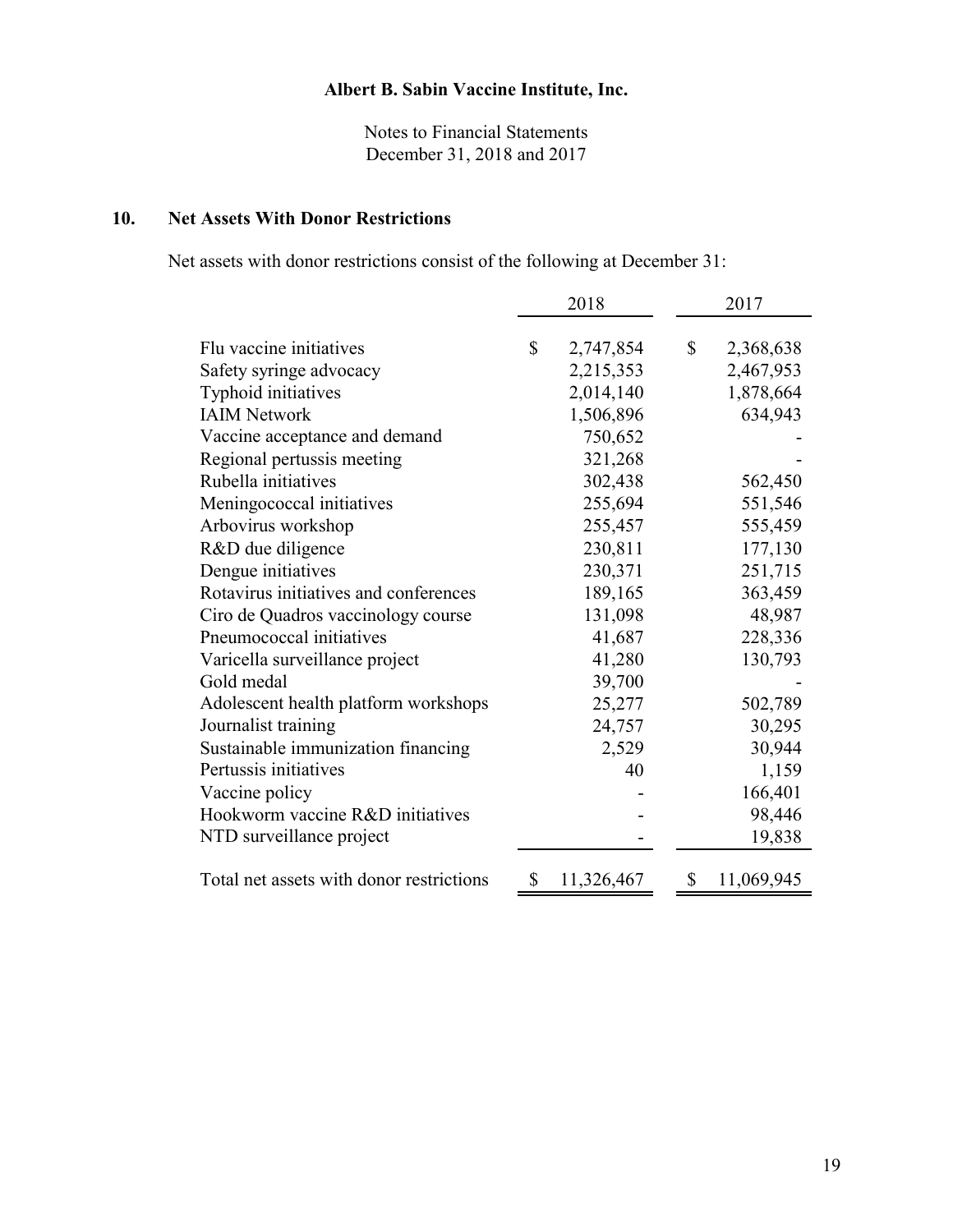Albert B. Sabin Vaccine Institute, Inc.

Notes to Financial Statements
December 31, 2018 and 2017

## 10. Net Assets With Donor Restrictions

Net assets with donor restrictions consist of the following at December 31:

| | 2018 | 2017 |
|---|---|---|
| Flu vaccine initiatives | $ 2,747,854 | $ 2,368,638 |
| Safety syringe advocacy | 2,215,353 | 2,467,953 |
| Typhoid initiatives | 2,014,140 | 1,878,664 |
| IAIM Network | 1,506,896 | 634,943 |
| Vaccine acceptance and demand | 750,652 | - |
| Regional pertussis meeting | 321,268 | - |
| Rubella initiatives | 302,438 | 562,450 |
| Meningococcal initiatives | 255,694 | 551,546 |
| Arbovirus workshop | 255,457 | 555,459 |
| R&D due diligence | 230,811 | 177,130 |
| Dengue initiatives | 230,371 | 251,715 |
| Rotavirus initiatives and conferences | 189,165 | 363,459 |
| Ciro de Quadros vaccinology course | 131,098 | 48,987 |
| Pneumococcal initiatives | 41,687 | 228,336 |
| Varicella surveillance project | 41,280 | 130,793 |
| Gold medal | 39,700 | - |
| Adolescent health platform workshops | 25,277 | 502,789 |
| Journalist training | 24,757 | 30,295 |
| Sustainable immunization financing | 2,529 | 30,944 |
| Pertussis initiatives | 40 | 1,159 |
| Vaccine policy | - | 166,401 |
| Hookworm vaccine R&D initiatives | - | 98,446 |
| NTD surveillance project | - | 19,838 |
| Total net assets with donor restrictions | $ 11,326,467 | $ 11,069,945 |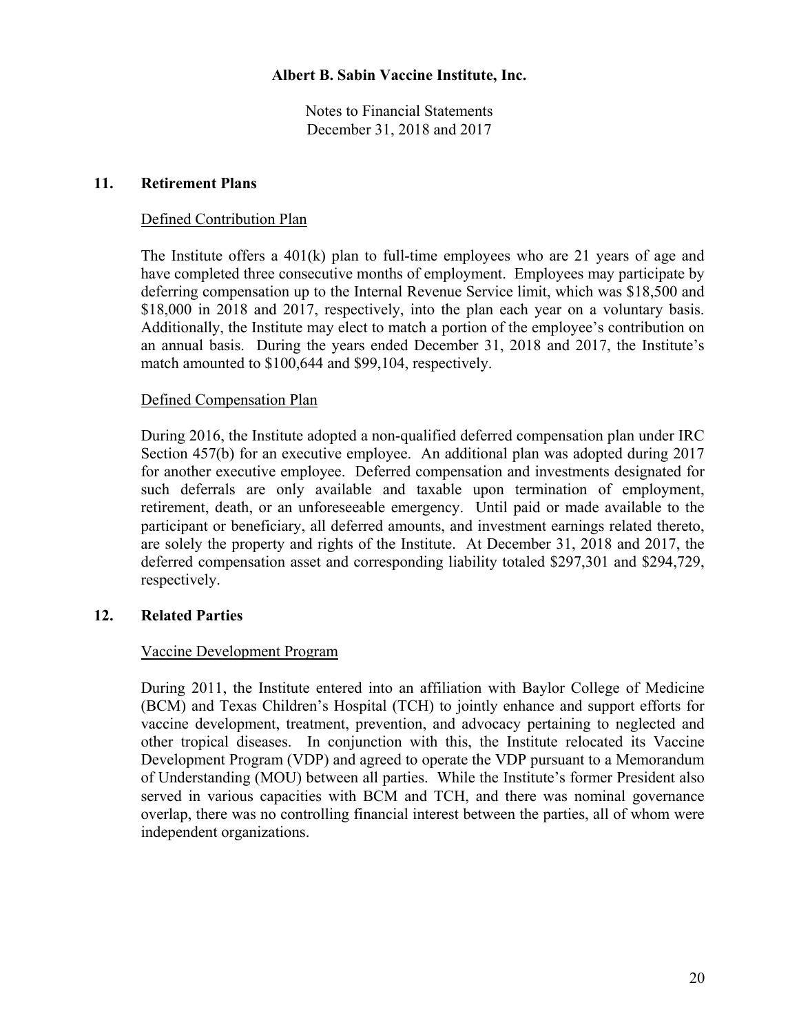## 11. Retirement Plans

Defined Contribution Plan

The Institute offers a 401(k) plan to full-time employees who are 21 years of age and have completed three consecutive months of employment. Employees may participate by deferring compensation up to the Internal Revenue Service limit, which was $18,500 and $18,000 in 2018 and 2017, respectively, into the plan each year on a voluntary basis. Additionally, the Institute may elect to match a portion of the employee's contribution on an annual basis. During the years ended December 31, 2018 and 2017, the Institute's match amounted to $100,644 and $99,104, respectively.

Defined Compensation Plan

During 2016, the Institute adopted a non-qualified deferred compensation plan under IRC Section 457(b) for an executive employee. An additional plan was adopted during 2017 for another executive employee. Deferred compensation and investments designated for such deferrals are only available and taxable upon termination of employment, retirement, death, or an unforeseeable emergency. Until paid or made available to the participant or beneficiary, all deferred amounts, and investment earnings related thereto, are solely the property and rights of the Institute. At December 31, 2018 and 2017, the deferred compensation asset and corresponding liability totaled $297,301 and $294,729, respectively.

## 12. Related Parties

Vaccine Development Program

During 2011, the Institute entered into an affiliation with Baylor College of Medicine (BCM) and Texas Children's Hospital (TCH) to jointly enhance and support efforts for vaccine development, treatment, prevention, and advocacy pertaining to neglected and other tropical diseases. In conjunction with this, the Institute relocated its Vaccine Development Program (VDP) and agreed to operate the VDP pursuant to a Memorandum of Understanding (MOU) between all parties. While the Institute's former President also served in various capacities with BCM and TCH, and there was nominal governance overlap, there was no controlling financial interest between the parties, all of whom were independent organizations.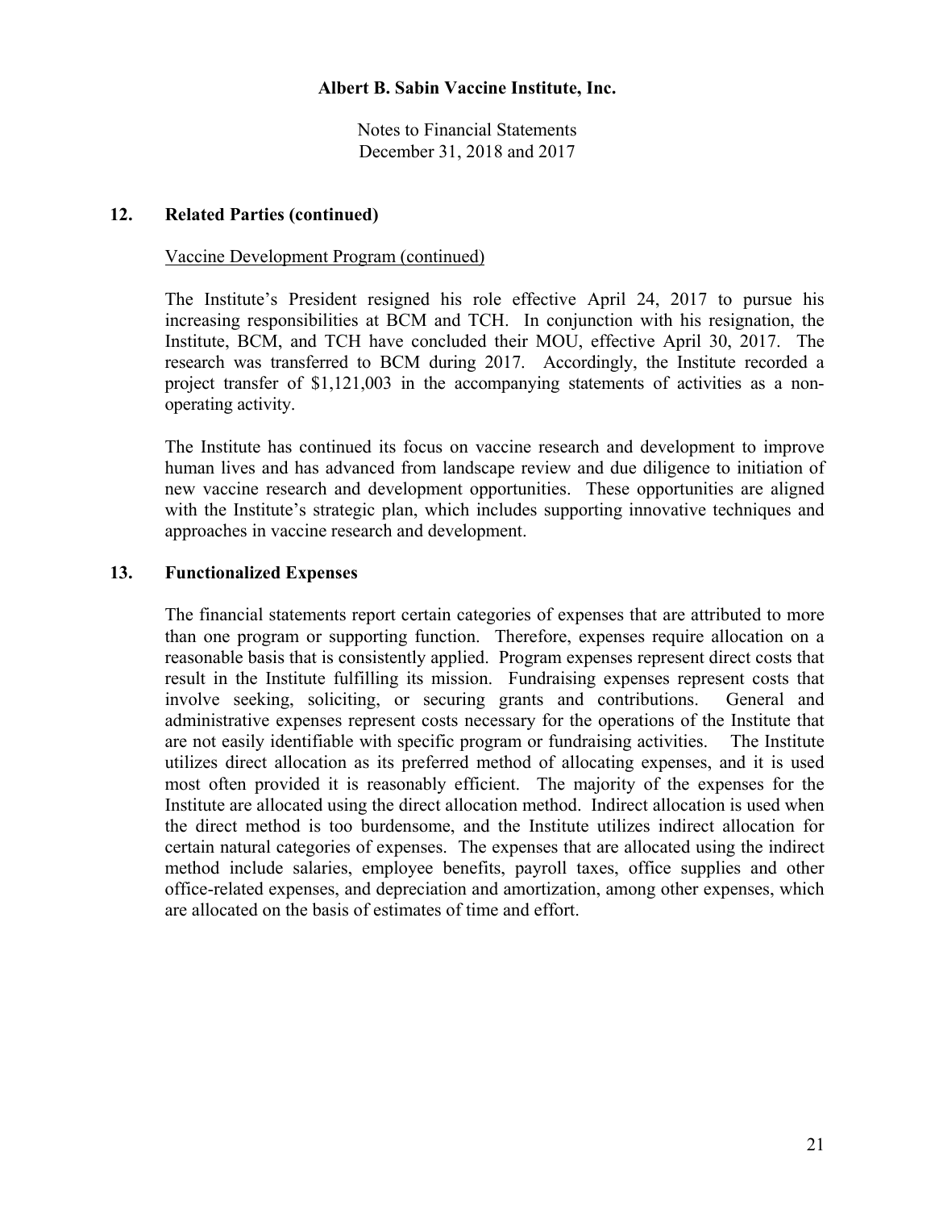## 12. Related Parties (continued)

Vaccine Development Program (continued)

The Institute's President resigned his role effective April 24, 2017 to pursue his increasing responsibilities at BCM and TCH. In conjunction with his resignation, the Institute, BCM, and TCH have concluded their MOU, effective April 30, 2017. The research was transferred to BCM during 2017. Accordingly, the Institute recorded a project transfer of $1,121,003 in the accompanying statements of activities as a non-operating activity.

The Institute has continued its focus on vaccine research and development to improve human lives and has advanced from landscape review and due diligence to initiation of new vaccine research and development opportunities. These opportunities are aligned with the Institute's strategic plan, which includes supporting innovative techniques and approaches in vaccine research and development.

## 13. Functionalized Expenses

The financial statements report certain categories of expenses that are attributed to more than one program or supporting function. Therefore, expenses require allocation on a reasonable basis that is consistently applied. Program expenses represent direct costs that result in the Institute fulfilling its mission. Fundraising expenses represent costs that involve seeking, soliciting, or securing grants and contributions. General and administrative expenses represent costs necessary for the operations of the Institute that are not easily identifiable with specific program or fundraising activities. The Institute utilizes direct allocation as its preferred method of allocating expenses, and it is used most often provided it is reasonably efficient. The majority of the expenses for the Institute are allocated using the direct allocation method. Indirect allocation is used when the direct method is too burdensome, and the Institute utilizes indirect allocation for certain natural categories of expenses. The expenses that are allocated using the indirect method include salaries, employee benefits, payroll taxes, office supplies and other office-related expenses, and depreciation and amortization, among other expenses, which are allocated on the basis of estimates of time and effort.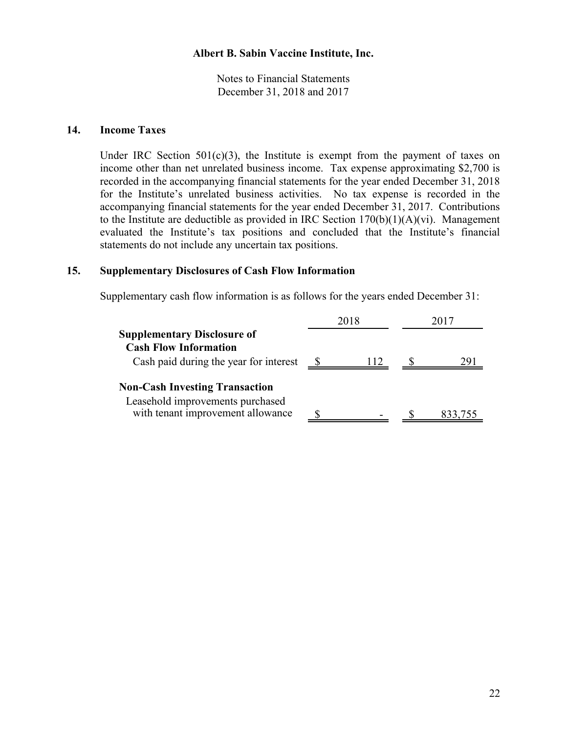**Albert B. Sabin Vaccine Institute, Inc.**

Notes to Financial Statements
December 31, 2018 and 2017

## 14. Income Taxes

Under IRC Section 501(c)(3), the Institute is exempt from the payment of taxes on income other than net unrelated business income. Tax expense approximating $2,700 is recorded in the accompanying financial statements for the year ended December 31, 2018 for the Institute's unrelated business activities. No tax expense is recorded in the accompanying financial statements for the year ended December 31, 2017. Contributions to the Institute are deductible as provided in IRC Section 170(b)(1)(A)(vi). Management evaluated the Institute's tax positions and concluded that the Institute's financial statements do not include any uncertain tax positions.

## 15. Supplementary Disclosures of Cash Flow Information

Supplementary cash flow information is as follows for the years ended December 31:

| | 2018 | 2017 |
|---|---|---|
| **Supplementary Disclosure of Cash Flow Information** | | |
| Cash paid during the year for interest | $ 112 | $ 291 |
| **Non-Cash Investing Transaction** | | |
| Leasehold improvements purchased with tenant improvement allowance | $ - | $ 833,755 |